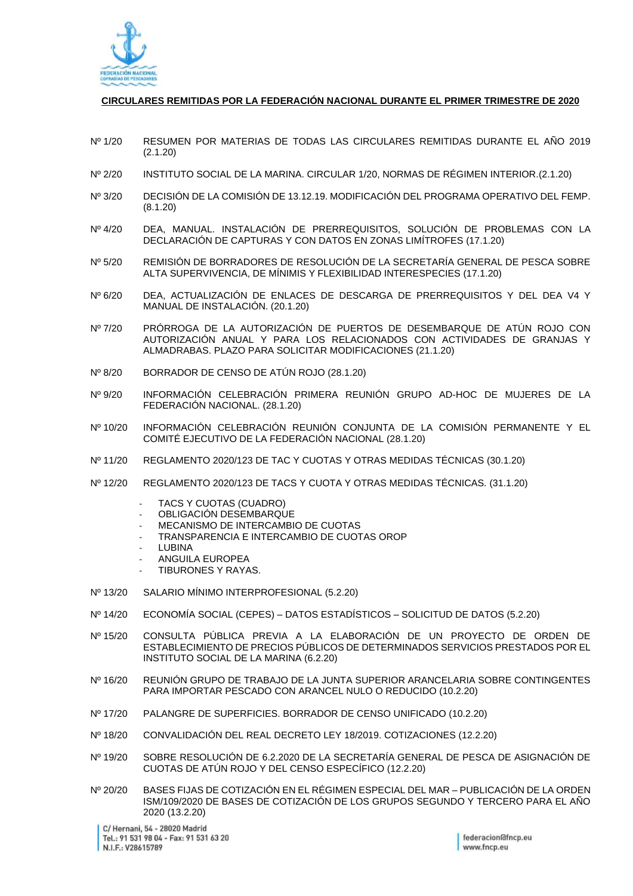## CIRCULARES REMITIDAS POR LA FEDERACIÓN NACIONAL DURANTE EL PRIMER TRIMESTRE DE 2020

Nº 1/20 RESUMEN POR MATERIAS DE TODAS LAS CIRCULARES REMITIDAS DURANTE EL AÑO 2019 (2.1.20)

Nº 2/20 INSTITUTO SOCIAL DE LA MARINA. CIRCULAR 1/20, NORMAS DE RÉGIMEN INTERIOR.(2.1.20)

Nº 3/20 DECISIÓN DE LA COMISIÓN DE 13.12.19. MODIFICACIÓN DEL PROGRAMA OPERATIVO DEL FEMP. (8.1.20)

Nº 4/20 DEA, MANUAL. INSTALACIÓN DE PRERREQUISITOS, SOLUCIÓN DE PROBLEMAS CON LA DECLARACIÓN DE CAPTURAS Y CON DATOS EN ZONAS LIMÍTROFES (17.1.20)

Nº 5/20 REMISIÓN DE BORRADORES DE RESOLUCIÓN DE LA SECRETARÍA GENERAL DE PESCA SOBRE ALTA SUPERVIVENCIA, DE MÍNIMIS Y FLEXIBILIDAD INTERESPECIES (17.1.20)

Nº 6/20 DEA, ACTUALIZACIÓN DE ENLACES DE DESCARGA DE PRERREQUISITOS Y DEL DEA V4 Y MANUAL DE INSTALACIÓN. (20.1.20)

Nº 7/20 PRÓRROGA DE LA AUTORIZACIÓN DE PUERTOS DE DESEMBARQUE DE ATÚN ROJO CON AUTORIZACIÓN ANUAL Y PARA LOS RELACIONADOS CON ACTIVIDADES DE GRANJAS Y ALMADRABAS. PLAZO PARA SOLICITAR MODIFICACIONES (21.1.20)

Nº 8/20 BORRADOR DE CENSO DE ATÚN ROJO (28.1.20)

Nº 9/20 INFORMACIÓN CELEBRACIÓN PRIMERA REUNIÓN GRUPO AD-HOC DE MUJERES DE LA FEDERACIÓN NACIONAL. (28.1.20)

Nº 10/20 INFORMACIÓN CELEBRACIÓN REUNIÓN CONJUNTA DE LA COMISIÓN PERMANENTE Y EL COMITÉ EJECUTIVO DE LA FEDERACIÓN NACIONAL (28.1.20)

Nº 11/20 REGLAMENTO 2020/123 DE TAC Y CUOTAS Y OTRAS MEDIDAS TÉCNICAS (30.1.20)

Nº 12/20 REGLAMENTO 2020/123 DE TACS Y CUOTA Y OTRAS MEDIDAS TÉCNICAS. (31.1.20)

- TACS Y CUOTAS (CUADRO)
- OBLIGACIÓN DESEMBARQUE
- MECANISMO DE INTERCAMBIO DE CUOTAS
- TRANSPARENCIA E INTERCAMBIO DE CUOTAS OROP
- LUBINA
- ANGUILA EUROPEA
- TIBURONES Y RAYAS.

Nº 13/20 SALARIO MÍNIMO INTERPROFESIONAL (5.2.20)

Nº 14/20 ECONOMÍA SOCIAL (CEPES) – DATOS ESTADÍSTICOS – SOLICITUD DE DATOS (5.2.20)

Nº 15/20 CONSULTA PÚBLICA PREVIA A LA ELABORACIÓN DE UN PROYECTO DE ORDEN DE ESTABLECIMIENTO DE PRECIOS PÚBLICOS DE DETERMINADOS SERVICIOS PRESTADOS POR EL INSTITUTO SOCIAL DE LA MARINA (6.2.20)

Nº 16/20 REUNIÓN GRUPO DE TRABAJO DE LA JUNTA SUPERIOR ARANCELARIA SOBRE CONTINGENTES PARA IMPORTAR PESCADO CON ARANCEL NULO O REDUCIDO (10.2.20)

Nº 17/20 PALANGRE DE SUPERFICIES. BORRADOR DE CENSO UNIFICADO (10.2.20)

Nº 18/20 CONVALIDACIÓN DEL REAL DECRETO LEY 18/2019. COTIZACIONES (12.2.20)

Nº 19/20 SOBRE RESOLUCIÓN DE 6.2.2020 DE LA SECRETARÍA GENERAL DE PESCA DE ASIGNACIÓN DE CUOTAS DE ATÚN ROJO Y DEL CENSO ESPECÍFICO (12.2.20)

Nº 20/20 BASES FIJAS DE COTIZACIÓN EN EL RÉGIMEN ESPECIAL DEL MAR – PUBLICACIÓN DE LA ORDEN ISM/109/2020 DE BASES DE COTIZACIÓN DE LOS GRUPOS SEGUNDO Y TERCERO PARA EL AÑO 2020 (13.2.20)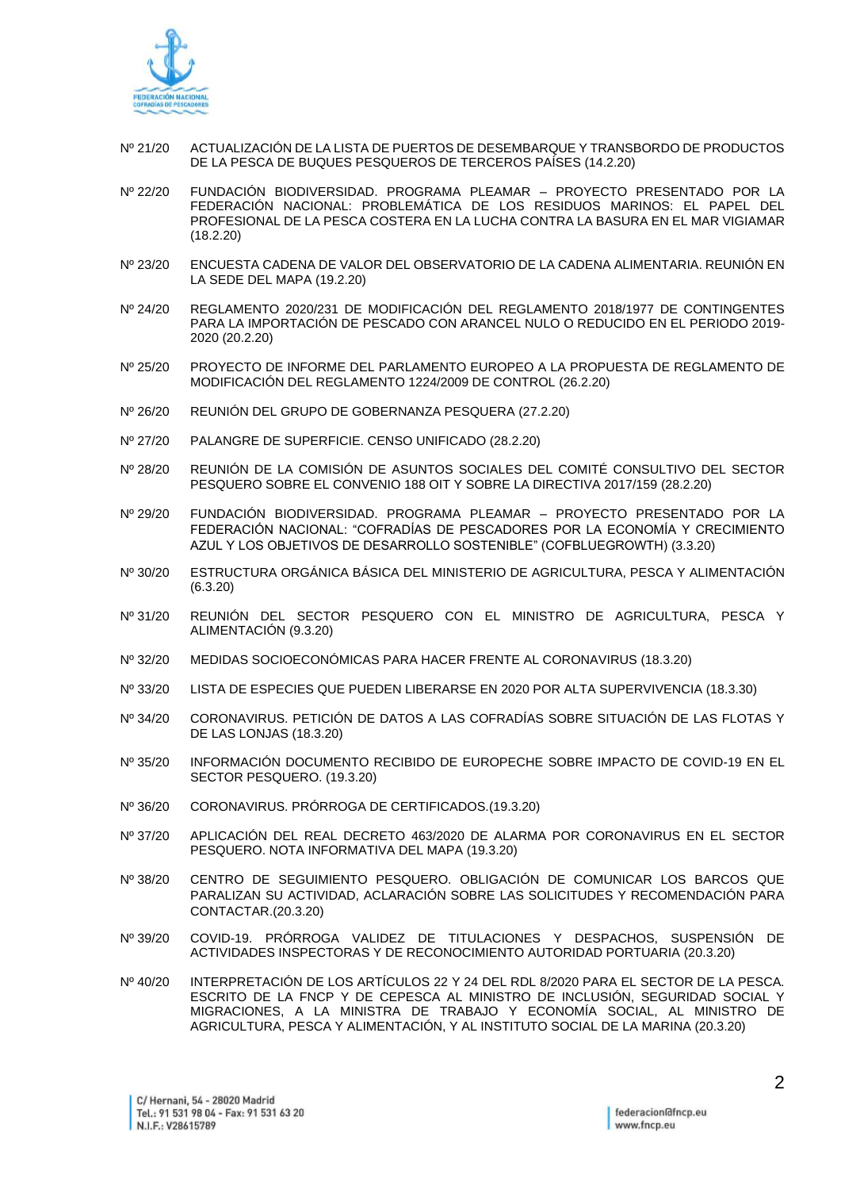Nº 21/20 ACTUALIZACIÓN DE LA LISTA DE PUERTOS DE DESEMBARQUE Y TRANSBORDO DE PRODUCTOS DE LA PESCA DE BUQUES PESQUEROS DE TERCEROS PAÍSES (14.2.20)

Nº 22/20 FUNDACIÓN BIODIVERSIDAD. PROGRAMA PLEAMAR – PROYECTO PRESENTADO POR LA FEDERACIÓN NACIONAL: PROBLEMÁTICA DE LOS RESIDUOS MARINOS: EL PAPEL DEL PROFESIONAL DE LA PESCA COSTERA EN LA LUCHA CONTRA LA BASURA EN EL MAR VIGIAMAR (18.2.20)

Nº 23/20 ENCUESTA CADENA DE VALOR DEL OBSERVATORIO DE LA CADENA ALIMENTARIA. REUNIÓN EN LA SEDE DEL MAPA (19.2.20)

Nº 24/20 REGLAMENTO 2020/231 DE MODIFICACIÓN DEL REGLAMENTO 2018/1977 DE CONTINGENTES PARA LA IMPORTACIÓN DE PESCADO CON ARANCEL NULO O REDUCIDO EN EL PERIODO 2019-2020 (20.2.20)

Nº 25/20 PROYECTO DE INFORME DEL PARLAMENTO EUROPEO A LA PROPUESTA DE REGLAMENTO DE MODIFICACIÓN DEL REGLAMENTO 1224/2009 DE CONTROL (26.2.20)

Nº 26/20 REUNIÓN DEL GRUPO DE GOBERNANZA PESQUERA (27.2.20)

Nº 27/20 PALANGRE DE SUPERFICIE. CENSO UNIFICADO (28.2.20)

Nº 28/20 REUNIÓN DE LA COMISIÓN DE ASUNTOS SOCIALES DEL COMITÉ CONSULTIVO DEL SECTOR PESQUERO SOBRE EL CONVENIO 188 OIT Y SOBRE LA DIRECTIVA 2017/159 (28.2.20)

Nº 29/20 FUNDACIÓN BIODIVERSIDAD. PROGRAMA PLEAMAR – PROYECTO PRESENTADO POR LA FEDERACIÓN NACIONAL: "COFRADÍAS DE PESCADORES POR LA ECONOMÍA Y CRECIMIENTO AZUL Y LOS OBJETIVOS DE DESARROLLO SOSTENIBLE" (COFBLUEGROWTH) (3.3.20)

Nº 30/20 ESTRUCTURA ORGÁNICA BÁSICA DEL MINISTERIO DE AGRICULTURA, PESCA Y ALIMENTACIÓN (6.3.20)

Nº 31/20 REUNIÓN DEL SECTOR PESQUERO CON EL MINISTRO DE AGRICULTURA, PESCA Y ALIMENTACIÓN (9.3.20)

Nº 32/20 MEDIDAS SOCIOECONÓMICAS PARA HACER FRENTE AL CORONAVIRUS (18.3.20)

Nº 33/20 LISTA DE ESPECIES QUE PUEDEN LIBERARSE EN 2020 POR ALTA SUPERVIVENCIA (18.3.30)

Nº 34/20 CORONAVIRUS. PETICIÓN DE DATOS A LAS COFRADÍAS SOBRE SITUACIÓN DE LAS FLOTAS Y DE LAS LONJAS (18.3.20)

Nº 35/20 INFORMACIÓN DOCUMENTO RECIBIDO DE EUROPECHE SOBRE IMPACTO DE COVID-19 EN EL SECTOR PESQUERO. (19.3.20)

Nº 36/20 CORONAVIRUS. PRÓRROGA DE CERTIFICADOS.(19.3.20)

Nº 37/20 APLICACIÓN DEL REAL DECRETO 463/2020 DE ALARMA POR CORONAVIRUS EN EL SECTOR PESQUERO. NOTA INFORMATIVA DEL MAPA (19.3.20)

Nº 38/20 CENTRO DE SEGUIMIENTO PESQUERO. OBLIGACIÓN DE COMUNICAR LOS BARCOS QUE PARALIZAN SU ACTIVIDAD, ACLARACIÓN SOBRE LAS SOLICITUDES Y RECOMENDACIÓN PARA CONTACTAR.(20.3.20)

Nº 39/20 COVID-19. PRÓRROGA VALIDEZ DE TITULACIONES Y DESPACHOS, SUSPENSIÓN DE ACTIVIDADES INSPECTORAS Y DE RECONOCIMIENTO AUTORIDAD PORTUARIA (20.3.20)

Nº 40/20 INTERPRETACIÓN DE LOS ARTÍCULOS 22 Y 24 DEL RDL 8/2020 PARA EL SECTOR DE LA PESCA. ESCRITO DE LA FNCP Y DE CEPESCA AL MINISTRO DE INCLUSIÓN, SEGURIDAD SOCIAL Y MIGRACIONES, A LA MINISTRA DE TRABAJO Y ECONOMÍA SOCIAL, AL MINISTRO DE AGRICULTURA, PESCA Y ALIMENTACIÓN, Y AL INSTITUTO SOCIAL DE LA MARINA (20.3.20)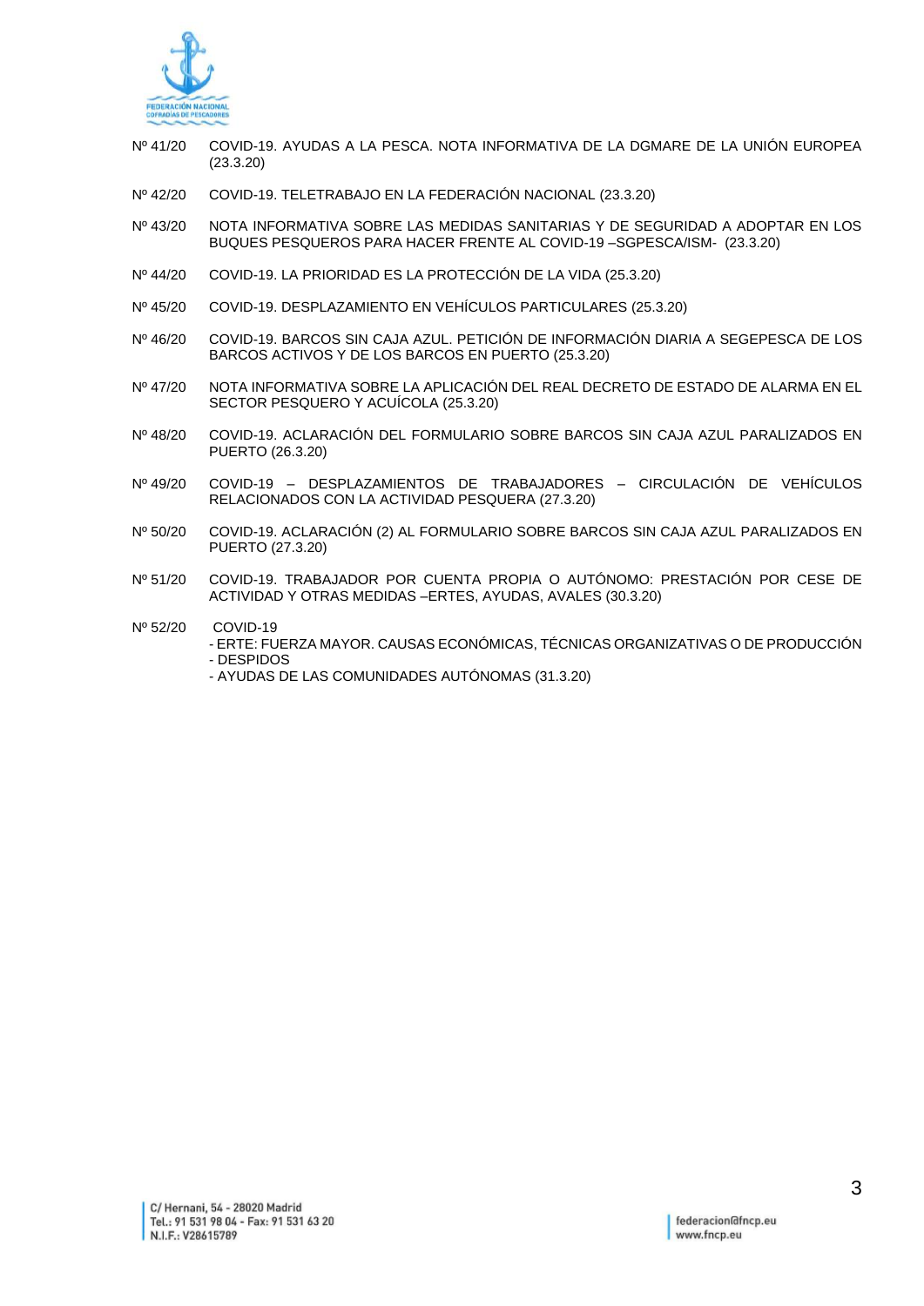Nº 41/20 COVID-19. AYUDAS A LA PESCA. NOTA INFORMATIVA DE LA DGMARE DE LA UNIÓN EUROPEA (23.3.20)

Nº 42/20 COVID-19. TELETRABAJO EN LA FEDERACIÓN NACIONAL (23.3.20)

Nº 43/20 NOTA INFORMATIVA SOBRE LAS MEDIDAS SANITARIAS Y DE SEGURIDAD A ADOPTAR EN LOS BUQUES PESQUEROS PARA HACER FRENTE AL COVID-19 –SGPESCA/ISM- (23.3.20)

Nº 44/20 COVID-19. LA PRIORIDAD ES LA PROTECCIÓN DE LA VIDA (25.3.20)

Nº 45/20 COVID-19. DESPLAZAMIENTO EN VEHÍCULOS PARTICULARES (25.3.20)

Nº 46/20 COVID-19. BARCOS SIN CAJA AZUL. PETICIÓN DE INFORMACIÓN DIARIA A SEGEPESCA DE LOS BARCOS ACTIVOS Y DE LOS BARCOS EN PUERTO (25.3.20)

Nº 47/20 NOTA INFORMATIVA SOBRE LA APLICACIÓN DEL REAL DECRETO DE ESTADO DE ALARMA EN EL SECTOR PESQUERO Y ACUÍCOLA (25.3.20)

Nº 48/20 COVID-19. ACLARACIÓN DEL FORMULARIO SOBRE BARCOS SIN CAJA AZUL PARALIZADOS EN PUERTO (26.3.20)

Nº 49/20 COVID-19 – DESPLAZAMIENTOS DE TRABAJADORES – CIRCULACIÓN DE VEHÍCULOS RELACIONADOS CON LA ACTIVIDAD PESQUERA (27.3.20)

Nº 50/20 COVID-19. ACLARACIÓN (2) AL FORMULARIO SOBRE BARCOS SIN CAJA AZUL PARALIZADOS EN PUERTO (27.3.20)

Nº 51/20 COVID-19. TRABAJADOR POR CUENTA PROPIA O AUTÓNOMO: PRESTACIÓN POR CESE DE ACTIVIDAD Y OTRAS MEDIDAS –ERTES, AYUDAS, AVALES (30.3.20)

Nº 52/20 COVID-19
- ERTE: FUERZA MAYOR. CAUSAS ECONÓMICAS, TÉCNICAS ORGANIZATIVAS O DE PRODUCCIÓN
- DESPIDOS
- AYUDAS DE LAS COMUNIDADES AUTÓNOMAS (31.3.20)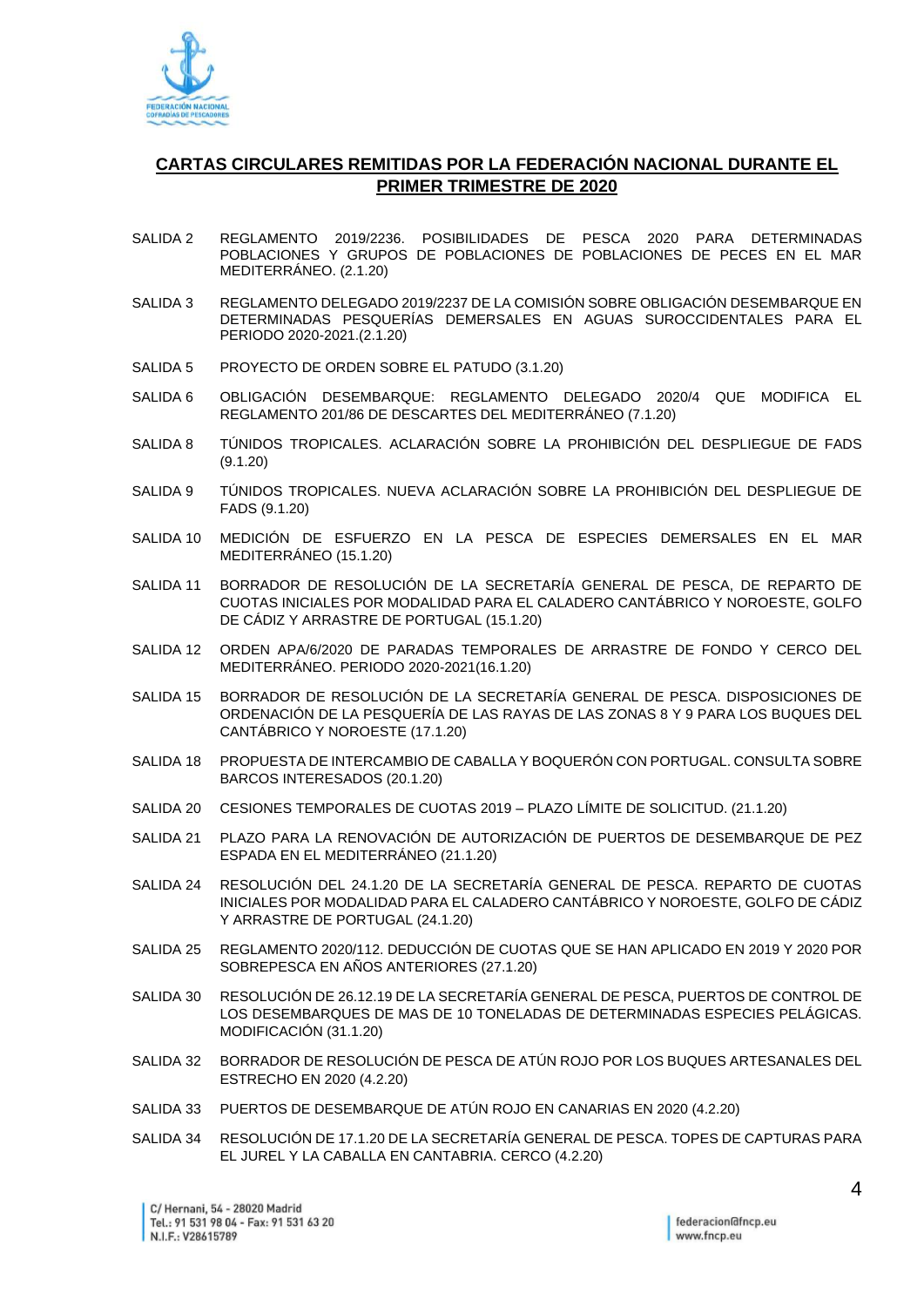## CARTAS CIRCULARES REMITIDAS POR LA FEDERACIÓN NACIONAL DURANTE EL PRIMER TRIMESTRE DE 2020

SALIDA 2 REGLAMENTO 2019/2236. POSIBILIDADES DE PESCA 2020 PARA DETERMINADAS POBLACIONES Y GRUPOS DE POBLACIONES DE POBLACIONES DE PECES EN EL MAR MEDITERRÁNEO. (2.1.20)

SALIDA 3 REGLAMENTO DELEGADO 2019/2237 DE LA COMISIÓN SOBRE OBLIGACIÓN DESEMBARQUE EN DETERMINADAS PESQUERÍAS DEMERSALES EN AGUAS SUROCCIDENTALES PARA EL PERIODO 2020-2021.(2.1.20)

SALIDA 5 PROYECTO DE ORDEN SOBRE EL PATUDO (3.1.20)

SALIDA 6 OBLIGACIÓN DESEMBARQUE: REGLAMENTO DELEGADO 2020/4 QUE MODIFICA EL REGLAMENTO 201/86 DE DESCARTES DEL MEDITERRÁNEO (7.1.20)

SALIDA 8 TÚNIDOS TROPICALES. ACLARACIÓN SOBRE LA PROHIBICIÓN DEL DESPLIEGUE DE FADS (9.1.20)

SALIDA 9 TÚNIDOS TROPICALES. NUEVA ACLARACIÓN SOBRE LA PROHIBICIÓN DEL DESPLIEGUE DE FADS (9.1.20)

SALIDA 10 MEDICIÓN DE ESFUERZO EN LA PESCA DE ESPECIES DEMERSALES EN EL MAR MEDITERRÁNEO (15.1.20)

SALIDA 11 BORRADOR DE RESOLUCIÓN DE LA SECRETARÍA GENERAL DE PESCA, DE REPARTO DE CUOTAS INICIALES POR MODALIDAD PARA EL CALADERO CANTÁBRICO Y NOROESTE, GOLFO DE CÁDIZ Y ARRASTRE DE PORTUGAL (15.1.20)

SALIDA 12 ORDEN APA/6/2020 DE PARADAS TEMPORALES DE ARRASTRE DE FONDO Y CERCO DEL MEDITERRÁNEO. PERIODO 2020-2021(16.1.20)

SALIDA 15 BORRADOR DE RESOLUCIÓN DE LA SECRETARÍA GENERAL DE PESCA. DISPOSICIONES DE ORDENACIÓN DE LA PESQUERÍA DE LAS RAYAS DE LAS ZONAS 8 Y 9 PARA LOS BUQUES DEL CANTÁBRICO Y NOROESTE (17.1.20)

SALIDA 18 PROPUESTA DE INTERCAMBIO DE CABALLA Y BOQUERÓN CON PORTUGAL. CONSULTA SOBRE BARCOS INTERESADOS (20.1.20)

SALIDA 20 CESIONES TEMPORALES DE CUOTAS 2019 – PLAZO LÍMITE DE SOLICITUD. (21.1.20)

SALIDA 21 PLAZO PARA LA RENOVACIÓN DE AUTORIZACIÓN DE PUERTOS DE DESEMBARQUE DE PEZ ESPADA EN EL MEDITERRÁNEO (21.1.20)

SALIDA 24 RESOLUCIÓN DEL 24.1.20 DE LA SECRETARÍA GENERAL DE PESCA. REPARTO DE CUOTAS INICIALES POR MODALIDAD PARA EL CALADERO CANTÁBRICO Y NOROESTE, GOLFO DE CÁDIZ Y ARRASTRE DE PORTUGAL (24.1.20)

SALIDA 25 REGLAMENTO 2020/112. DEDUCCIÓN DE CUOTAS QUE SE HAN APLICADO EN 2019 Y 2020 POR SOBREPESCA EN AÑOS ANTERIORES (27.1.20)

SALIDA 30 RESOLUCIÓN DE 26.12.19 DE LA SECRETARÍA GENERAL DE PESCA, PUERTOS DE CONTROL DE LOS DESEMBARQUES DE MAS DE 10 TONELADAS DE DETERMINADAS ESPECIES PELÁGICAS. MODIFICACIÓN (31.1.20)

SALIDA 32 BORRADOR DE RESOLUCIÓN DE PESCA DE ATÚN ROJO POR LOS BUQUES ARTESANALES DEL ESTRECHO EN 2020 (4.2.20)

SALIDA 33 PUERTOS DE DESEMBARQUE DE ATÚN ROJO EN CANARIAS EN 2020 (4.2.20)

SALIDA 34 RESOLUCIÓN DE 17.1.20 DE LA SECRETARÍA GENERAL DE PESCA. TOPES DE CAPTURAS PARA EL JUREL Y LA CABALLA EN CANTABRIA. CERCO (4.2.20)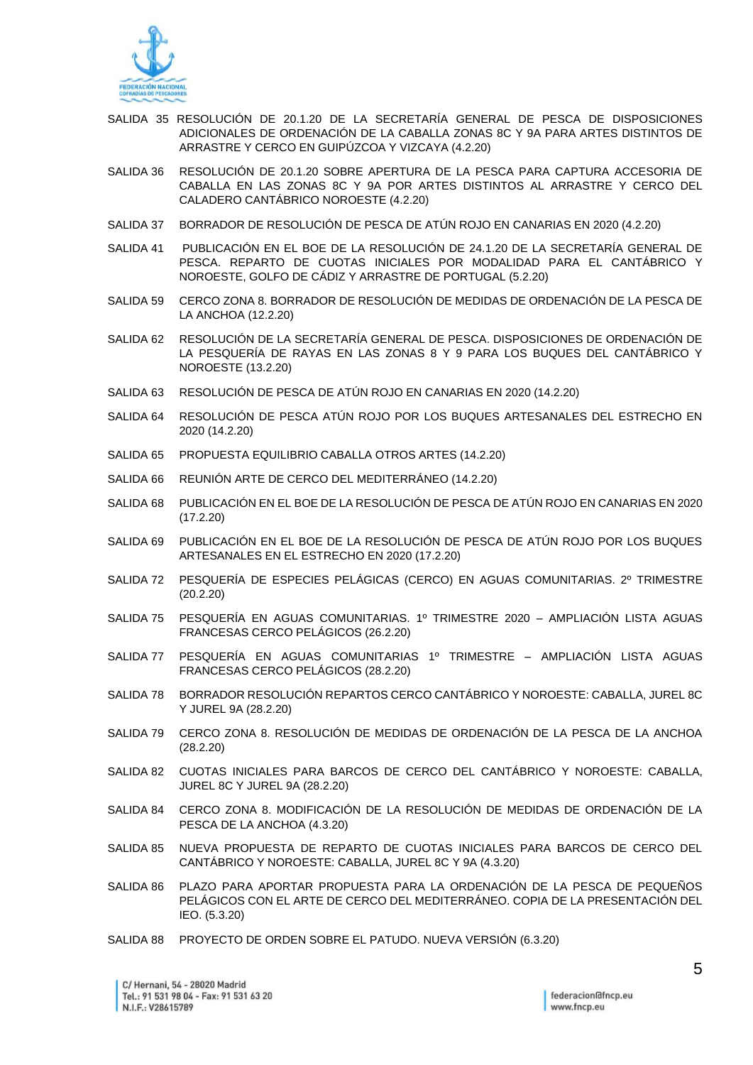SALIDA 35 RESOLUCIÓN DE 20.1.20 DE LA SECRETARÍA GENERAL DE PESCA DE DISPOSICIONES ADICIONALES DE ORDENACIÓN DE LA CABALLA ZONAS 8C Y 9A PARA ARTES DISTINTOS DE ARRASTRE Y CERCO EN GUIPÚZCOA Y VIZCAYA (4.2.20)

SALIDA 36 RESOLUCIÓN DE 20.1.20 SOBRE APERTURA DE LA PESCA PARA CAPTURA ACCESORIA DE CABALLA EN LAS ZONAS 8C Y 9A POR ARTES DISTINTOS AL ARRASTRE Y CERCO DEL CALADERO CANTÁBRICO NOROESTE (4.2.20)

SALIDA 37 BORRADOR DE RESOLUCIÓN DE PESCA DE ATÚN ROJO EN CANARIAS EN 2020 (4.2.20)

SALIDA 41 PUBLICACIÓN EN EL BOE DE LA RESOLUCIÓN DE 24.1.20 DE LA SECRETARÍA GENERAL DE PESCA. REPARTO DE CUOTAS INICIALES POR MODALIDAD PARA EL CANTÁBRICO Y NOROESTE, GOLFO DE CÁDIZ Y ARRASTRE DE PORTUGAL (5.2.20)

SALIDA 59 CERCO ZONA 8. BORRADOR DE RESOLUCIÓN DE MEDIDAS DE ORDENACIÓN DE LA PESCA DE LA ANCHOA (12.2.20)

SALIDA 62 RESOLUCIÓN DE LA SECRETARÍA GENERAL DE PESCA. DISPOSICIONES DE ORDENACIÓN DE LA PESQUERÍA DE RAYAS EN LAS ZONAS 8 Y 9 PARA LOS BUQUES DEL CANTÁBRICO Y NOROESTE (13.2.20)

SALIDA 63 RESOLUCIÓN DE PESCA DE ATÚN ROJO EN CANARIAS EN 2020 (14.2.20)

SALIDA 64 RESOLUCIÓN DE PESCA ATÚN ROJO POR LOS BUQUES ARTESANALES DEL ESTRECHO EN 2020 (14.2.20)

SALIDA 65 PROPUESTA EQUILIBRIO CABALLA OTROS ARTES (14.2.20)

SALIDA 66 REUNIÓN ARTE DE CERCO DEL MEDITERRÁNEO (14.2.20)

SALIDA 68 PUBLICACIÓN EN EL BOE DE LA RESOLUCIÓN DE PESCA DE ATÚN ROJO EN CANARIAS EN 2020 (17.2.20)

SALIDA 69 PUBLICACIÓN EN EL BOE DE LA RESOLUCIÓN DE PESCA DE ATÚN ROJO POR LOS BUQUES ARTESANALES EN EL ESTRECHO EN 2020 (17.2.20)

SALIDA 72 PESQUERÍA DE ESPECIES PELÁGICAS (CERCO) EN AGUAS COMUNITARIAS. 2º TRIMESTRE (20.2.20)

SALIDA 75 PESQUERÍA EN AGUAS COMUNITARIAS. 1º TRIMESTRE 2020 – AMPLIACIÓN LISTA AGUAS FRANCESAS CERCO PELÁGICOS (26.2.20)

SALIDA 77 PESQUERÍA EN AGUAS COMUNITARIAS 1º TRIMESTRE – AMPLIACIÓN LISTA AGUAS FRANCESAS CERCO PELÁGICOS (28.2.20)

SALIDA 78 BORRADOR RESOLUCIÓN REPARTOS CERCO CANTÁBRICO Y NOROESTE: CABALLA, JUREL 8C Y JUREL 9A (28.2.20)

SALIDA 79 CERCO ZONA 8. RESOLUCIÓN DE MEDIDAS DE ORDENACIÓN DE LA PESCA DE LA ANCHOA (28.2.20)

SALIDA 82 CUOTAS INICIALES PARA BARCOS DE CERCO DEL CANTÁBRICO Y NOROESTE: CABALLA, JUREL 8C Y JUREL 9A (28.2.20)

SALIDA 84 CERCO ZONA 8. MODIFICACIÓN DE LA RESOLUCIÓN DE MEDIDAS DE ORDENACIÓN DE LA PESCA DE LA ANCHOA (4.3.20)

SALIDA 85 NUEVA PROPUESTA DE REPARTO DE CUOTAS INICIALES PARA BARCOS DE CERCO DEL CANTÁBRICO Y NOROESTE: CABALLA, JUREL 8C Y 9A (4.3.20)

SALIDA 86 PLAZO PARA APORTAR PROPUESTA PARA LA ORDENACIÓN DE LA PESCA DE PEQUEÑOS PELÁGICOS CON EL ARTE DE CERCO DEL MEDITERRÁNEO. COPIA DE LA PRESENTACIÓN DEL IEO. (5.3.20)

SALIDA 88 PROYECTO DE ORDEN SOBRE EL PATUDO. NUEVA VERSIÓN (6.3.20)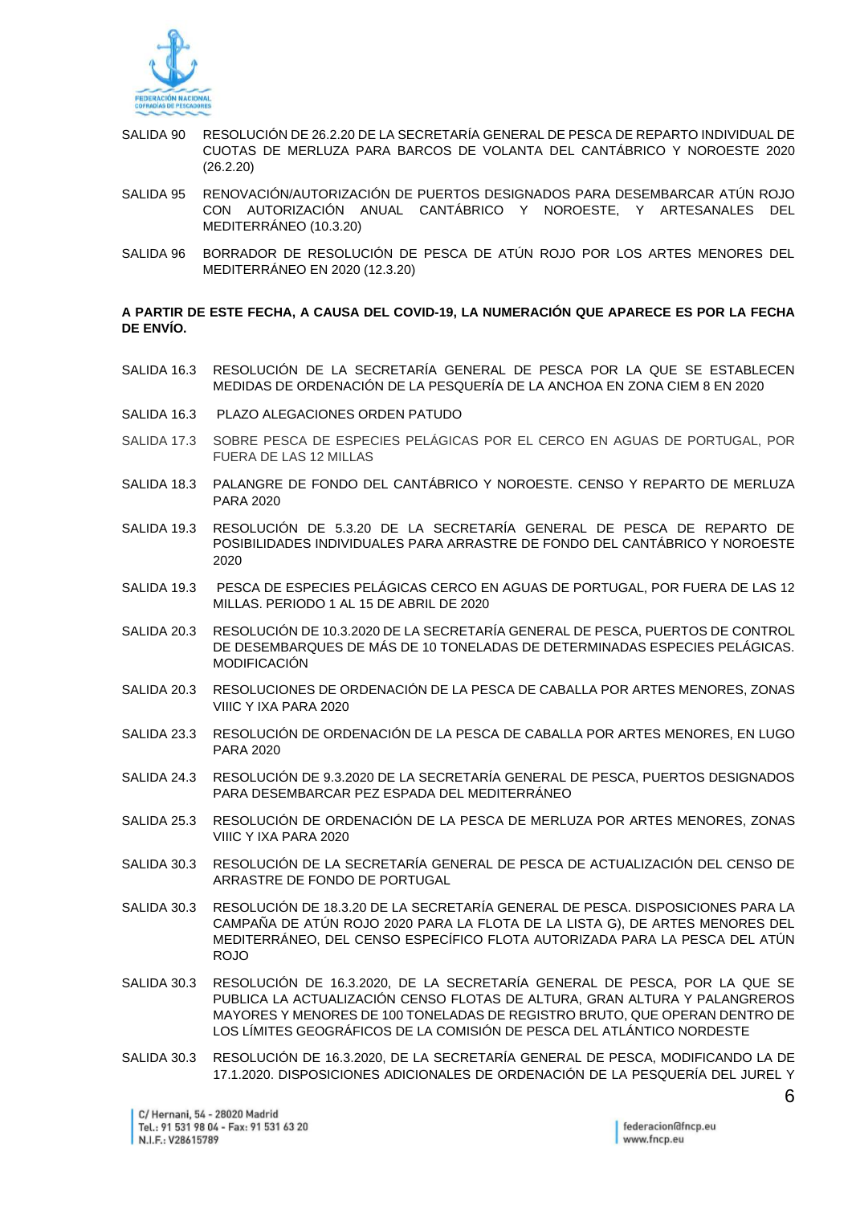SALIDA 90 RESOLUCIÓN DE 26.2.20 DE LA SECRETARÍA GENERAL DE PESCA DE REPARTO INDIVIDUAL DE CUOTAS DE MERLUZA PARA BARCOS DE VOLANTA DEL CANTÁBRICO Y NOROESTE 2020 (26.2.20)

SALIDA 95 RENOVACIÓN/AUTORIZACIÓN DE PUERTOS DESIGNADOS PARA DESEMBARCAR ATÚN ROJO CON AUTORIZACIÓN ANUAL CANTÁBRICO Y NOROESTE, Y ARTESANALES DEL MEDITERRÁNEO (10.3.20)

SALIDA 96 BORRADOR DE RESOLUCIÓN DE PESCA DE ATÚN ROJO POR LOS ARTES MENORES DEL MEDITERRÁNEO EN 2020 (12.3.20)

**A PARTIR DE ESTE FECHA, A CAUSA DEL COVID-19, LA NUMERACIÓN QUE APARECE ES POR LA FECHA DE ENVÍO.**

SALIDA 16.3 RESOLUCIÓN DE LA SECRETARÍA GENERAL DE PESCA POR LA QUE SE ESTABLECEN MEDIDAS DE ORDENACIÓN DE LA PESQUERÍA DE LA ANCHOA EN ZONA CIEM 8 EN 2020

SALIDA 16.3 PLAZO ALEGACIONES ORDEN PATUDO

SALIDA 17.3 SOBRE PESCA DE ESPECIES PELÁGICAS POR EL CERCO EN AGUAS DE PORTUGAL, POR FUERA DE LAS 12 MILLAS

SALIDA 18.3 PALANGRE DE FONDO DEL CANTÁBRICO Y NOROESTE. CENSO Y REPARTO DE MERLUZA PARA 2020

SALIDA 19.3 RESOLUCIÓN DE 5.3.20 DE LA SECRETARÍA GENERAL DE PESCA DE REPARTO DE POSIBILIDADES INDIVIDUALES PARA ARRASTRE DE FONDO DEL CANTÁBRICO Y NOROESTE 2020

SALIDA 19.3 PESCA DE ESPECIES PELÁGICAS CERCO EN AGUAS DE PORTUGAL, POR FUERA DE LAS 12 MILLAS. PERIODO 1 AL 15 DE ABRIL DE 2020

SALIDA 20.3 RESOLUCIÓN DE 10.3.2020 DE LA SECRETARÍA GENERAL DE PESCA, PUERTOS DE CONTROL DE DESEMBARQUES DE MÁS DE 10 TONELADAS DE DETERMINADAS ESPECIES PELÁGICAS. MODIFICACIÓN

SALIDA 20.3 RESOLUCIONES DE ORDENACIÓN DE LA PESCA DE CABALLA POR ARTES MENORES, ZONAS VIIIC Y IXA PARA 2020

SALIDA 23.3 RESOLUCIÓN DE ORDENACIÓN DE LA PESCA DE CABALLA POR ARTES MENORES, EN LUGO PARA 2020

SALIDA 24.3 RESOLUCIÓN DE 9.3.2020 DE LA SECRETARÍA GENERAL DE PESCA, PUERTOS DESIGNADOS PARA DESEMBARCAR PEZ ESPADA DEL MEDITERRÁNEO

SALIDA 25.3 RESOLUCIÓN DE ORDENACIÓN DE LA PESCA DE MERLUZA POR ARTES MENORES, ZONAS VIIIC Y IXA PARA 2020

SALIDA 30.3 RESOLUCIÓN DE LA SECRETARÍA GENERAL DE PESCA DE ACTUALIZACIÓN DEL CENSO DE ARRASTRE DE FONDO DE PORTUGAL

SALIDA 30.3 RESOLUCIÓN DE 18.3.20 DE LA SECRETARÍA GENERAL DE PESCA. DISPOSICIONES PARA LA CAMPAÑA DE ATÚN ROJO 2020 PARA LA FLOTA DE LA LISTA G), DE ARTES MENORES DEL MEDITERRÁNEO, DEL CENSO ESPECÍFICO FLOTA AUTORIZADA PARA LA PESCA DEL ATÚN ROJO

SALIDA 30.3 RESOLUCIÓN DE 16.3.2020, DE LA SECRETARÍA GENERAL DE PESCA, POR LA QUE SE PUBLICA LA ACTUALIZACIÓN CENSO FLOTAS DE ALTURA, GRAN ALTURA Y PALANGREROS MAYORES Y MENORES DE 100 TONELADAS DE REGISTRO BRUTO, QUE OPERAN DENTRO DE LOS LÍMITES GEOGRÁFICOS DE LA COMISIÓN DE PESCA DEL ATLÁNTICO NORDESTE

SALIDA 30.3 RESOLUCIÓN DE 16.3.2020, DE LA SECRETARÍA GENERAL DE PESCA, MODIFICANDO LA DE 17.1.2020. DISPOSICIONES ADICIONALES DE ORDENACIÓN DE LA PESQUERÍA DEL JUREL Y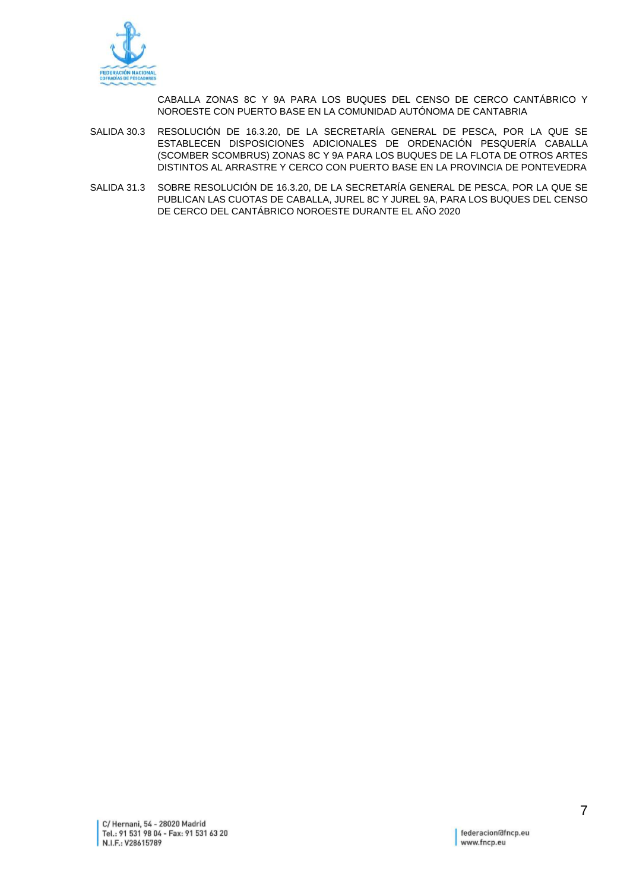CABALLA ZONAS 8C Y 9A PARA LOS BUQUES DEL CENSO DE CERCO CANTÁBRICO Y NOROESTE CON PUERTO BASE EN LA COMUNIDAD AUTÓNOMA DE CANTABRIA

SALIDA 30.3 RESOLUCIÓN DE 16.3.20, DE LA SECRETARÍA GENERAL DE PESCA, POR LA QUE SE ESTABLECEN DISPOSICIONES ADICIONALES DE ORDENACIÓN PESQUERÍA CABALLA (SCOMBER SCOMBRUS) ZONAS 8C Y 9A PARA LOS BUQUES DE LA FLOTA DE OTROS ARTES DISTINTOS AL ARRASTRE Y CERCO CON PUERTO BASE EN LA PROVINCIA DE PONTEVEDRA

SALIDA 31.3 SOBRE RESOLUCIÓN DE 16.3.20, DE LA SECRETARÍA GENERAL DE PESCA, POR LA QUE SE PUBLICAN LAS CUOTAS DE CABALLA, JUREL 8C Y JUREL 9A, PARA LOS BUQUES DEL CENSO DE CERCO DEL CANTÁBRICO NOROESTE DURANTE EL AÑO 2020